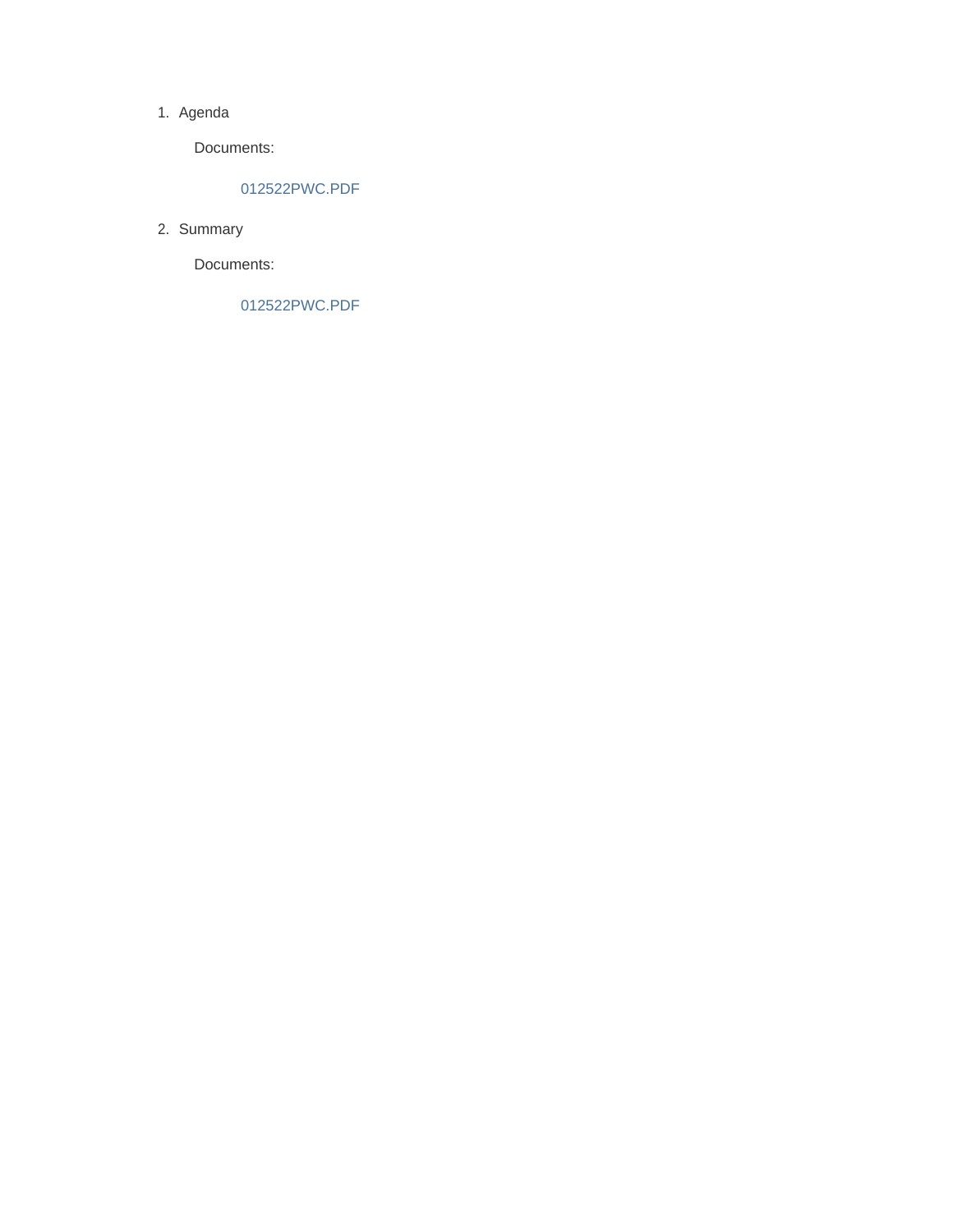1. Agenda

   Documents:

   012522PWC.PDF

2. Summary

   Documents:

   012522PWC.PDF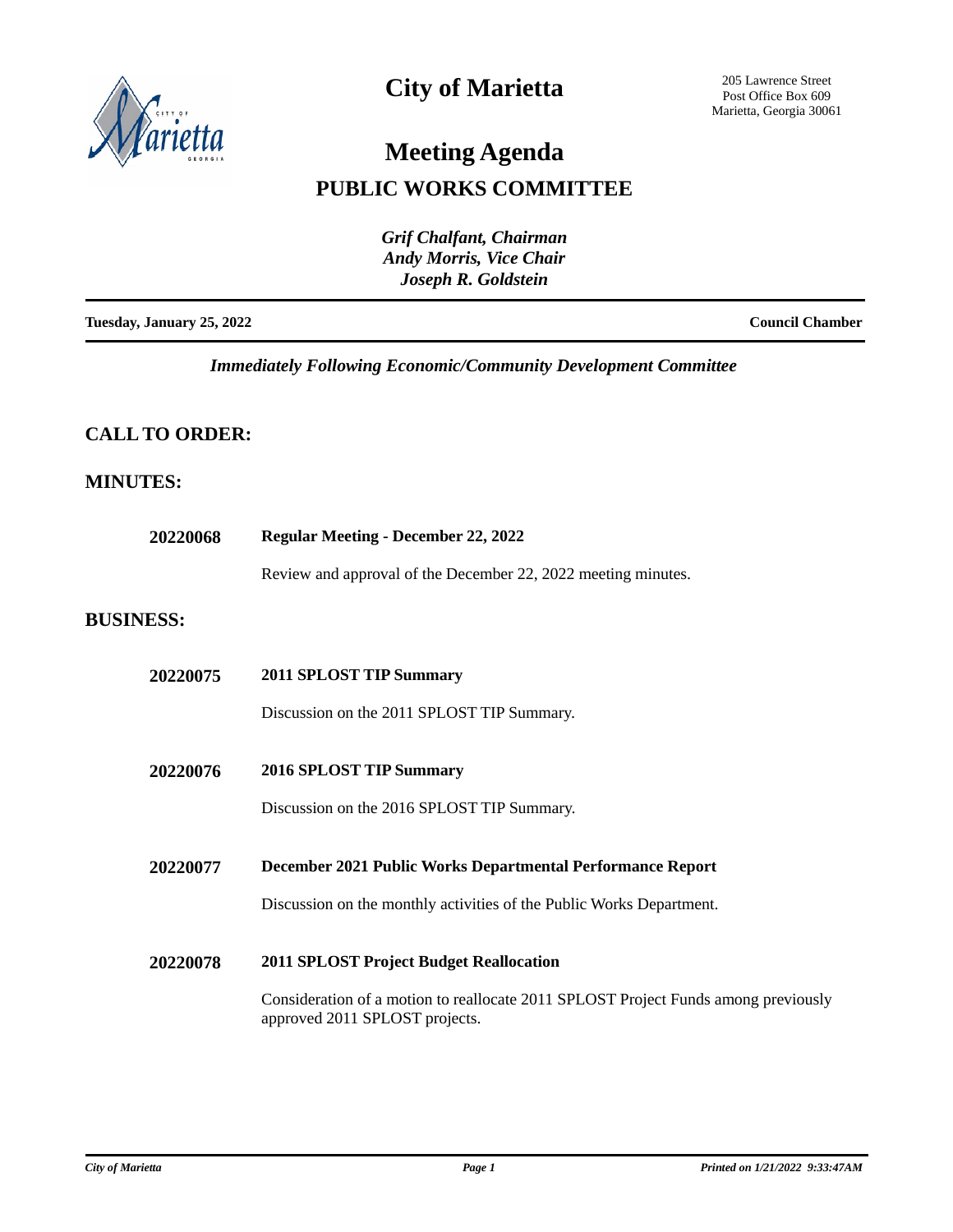# City of Marietta

205 Lawrence Street
Post Office Box 609
Marietta, Georgia 30061

# Meeting Agenda

## PUBLIC WORKS COMMITTEE

*Grif Chalfant, Chairman*
*Andy Morris, Vice Chair*
*Joseph R. Goldstein*

**Tuesday, January 25, 2022** **Council Chamber**

*Immediately Following Economic/Community Development Committee*

## CALL TO ORDER:

## MINUTES:

**20220068** **Regular Meeting - December 22, 2022**

Review and approval of the December 22, 2022 meeting minutes.

## BUSINESS:

**20220075** **2011 SPLOST TIP Summary**

Discussion on the 2011 SPLOST TIP Summary.

**20220076** **2016 SPLOST TIP Summary**

Discussion on the 2016 SPLOST TIP Summary.

**20220077** **December 2021 Public Works Departmental Performance Report**

Discussion on the monthly activities of the Public Works Department.

**20220078** **2011 SPLOST Project Budget Reallocation**

Consideration of a motion to reallocate 2011 SPLOST Project Funds among previously approved 2011 SPLOST projects.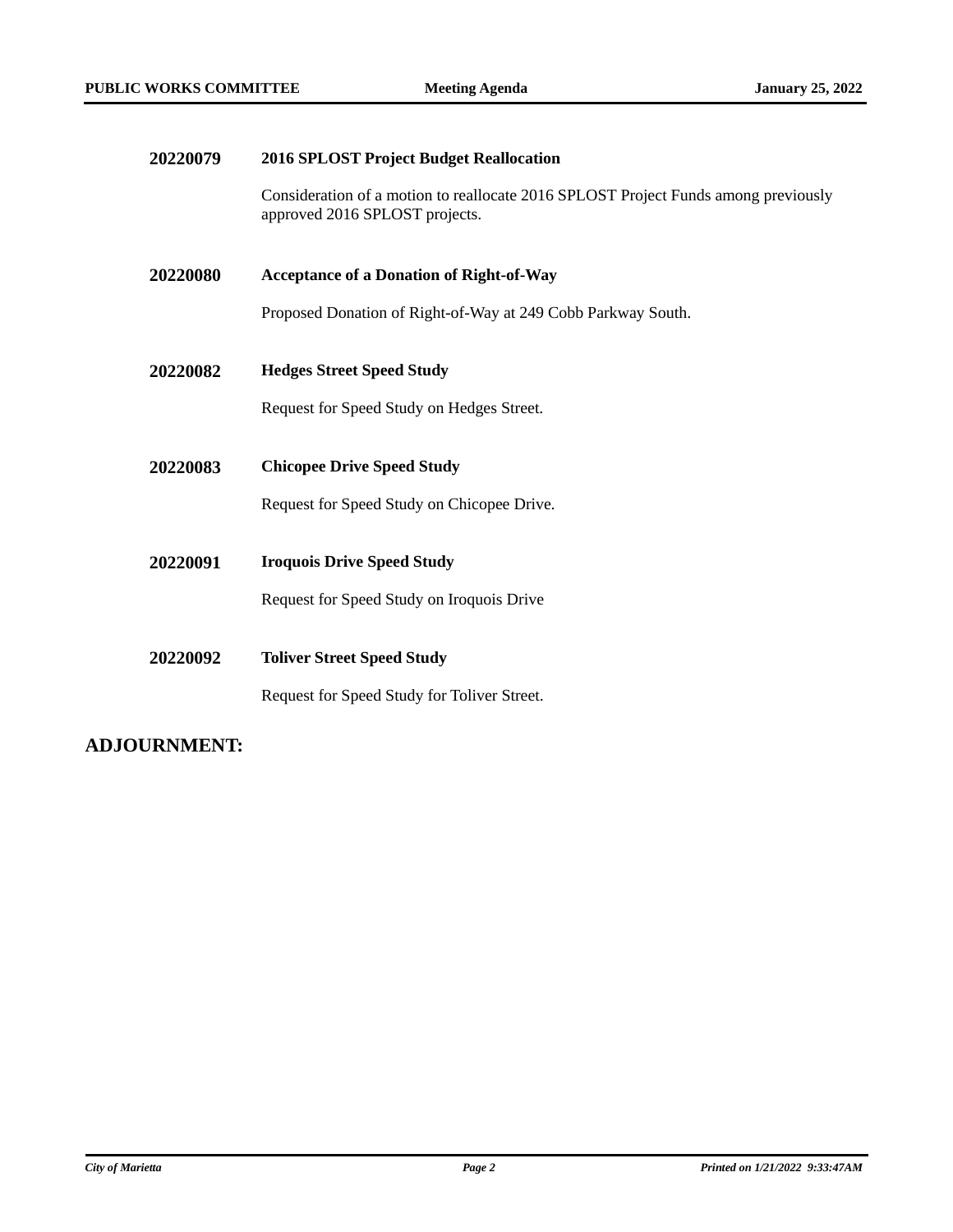**20220079** **2016 SPLOST Project Budget Reallocation**

Consideration of a motion to reallocate 2016 SPLOST Project Funds among previously approved 2016 SPLOST projects.

**20220080** **Acceptance of a Donation of Right-of-Way**

Proposed Donation of Right-of-Way at 249 Cobb Parkway South.

**20220082** **Hedges Street Speed Study**

Request for Speed Study on Hedges Street.

**20220083** **Chicopee Drive Speed Study**

Request for Speed Study on Chicopee Drive.

**20220091** **Iroquois Drive Speed Study**

Request for Speed Study on Iroquois Drive

**20220092** **Toliver Street Speed Study**

Request for Speed Study for Toliver Street.

## ADJOURNMENT: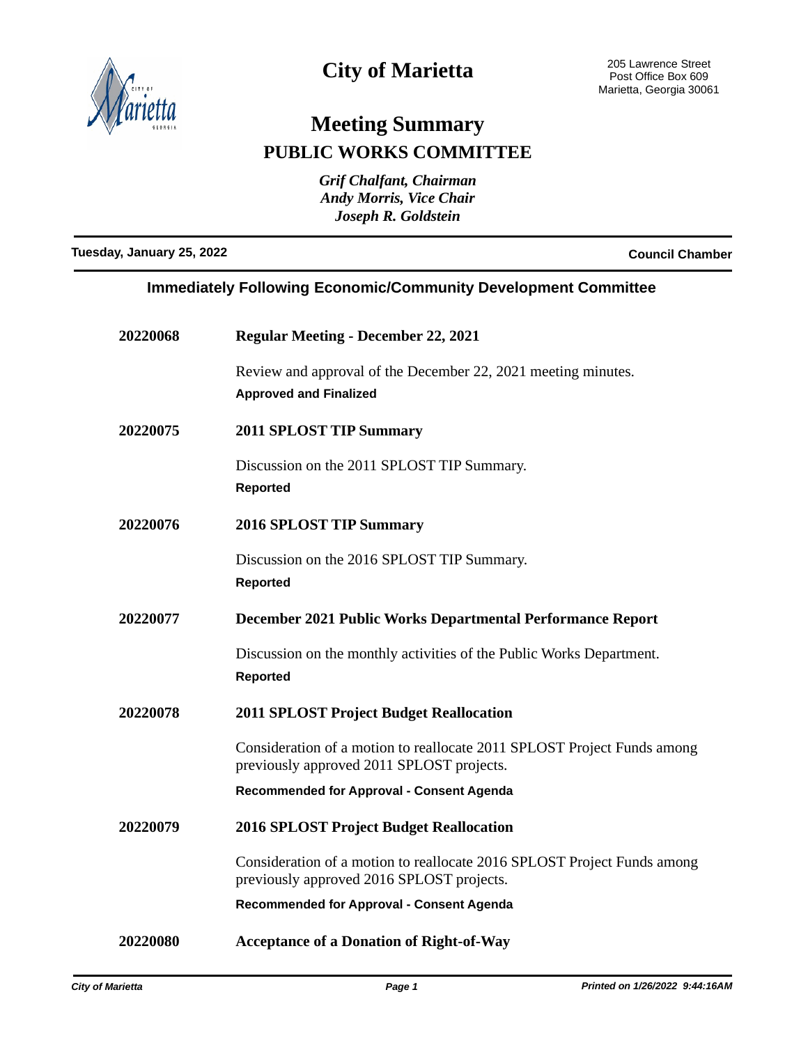# City of Marietta

205 Lawrence Street
Post Office Box 609
Marietta, Georgia 30061

## Meeting Summary

## PUBLIC WORKS COMMITTEE

*Grif Chalfant, Chairman*
*Andy Morris, Vice Chair*
*Joseph R. Goldstein*

**Tuesday, January 25, 2022** — **Council Chamber**

### Immediately Following Economic/Community Development Committee

**20220068** — **Regular Meeting - December 22, 2021**

Review and approval of the December 22, 2021 meeting minutes.

**Approved and Finalized**

**20220075** — **2011 SPLOST TIP Summary**

Discussion on the 2011 SPLOST TIP Summary.

**Reported**

**20220076** — **2016 SPLOST TIP Summary**

Discussion on the 2016 SPLOST TIP Summary.

**Reported**

**20220077** — **December 2021 Public Works Departmental Performance Report**

Discussion on the monthly activities of the Public Works Department.

**Reported**

**20220078** — **2011 SPLOST Project Budget Reallocation**

Consideration of a motion to reallocate 2011 SPLOST Project Funds among previously approved 2011 SPLOST projects.

**Recommended for Approval - Consent Agenda**

**20220079** — **2016 SPLOST Project Budget Reallocation**

Consideration of a motion to reallocate 2016 SPLOST Project Funds among previously approved 2016 SPLOST projects.

**Recommended for Approval - Consent Agenda**

**20220080** — **Acceptance of a Donation of Right-of-Way**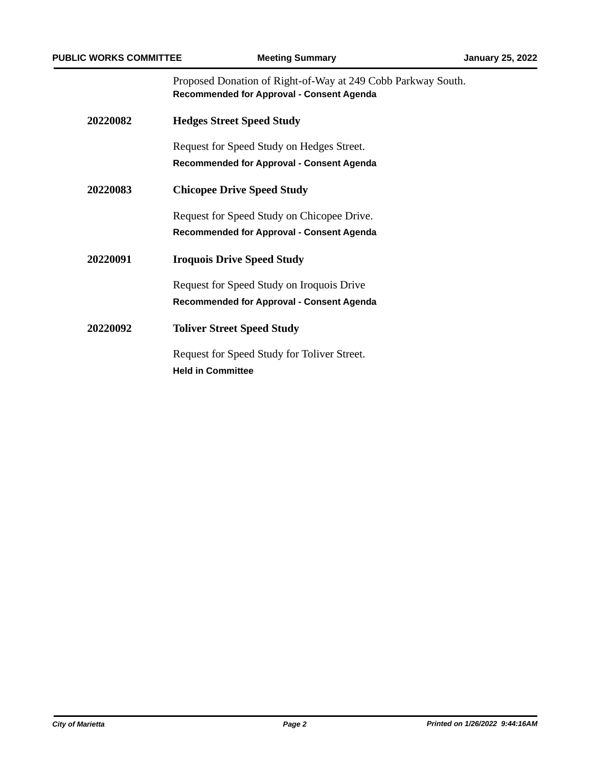Proposed Donation of Right-of-Way at 249 Cobb Parkway South.
**Recommended for Approval - Consent Agenda**

**20220082** **Hedges Street Speed Study**

Request for Speed Study on Hedges Street.
**Recommended for Approval - Consent Agenda**

**20220083** **Chicopee Drive Speed Study**

Request for Speed Study on Chicopee Drive.
**Recommended for Approval - Consent Agenda**

**20220091** **Iroquois Drive Speed Study**

Request for Speed Study on Iroquois Drive
**Recommended for Approval - Consent Agenda**

**20220092** **Toliver Street Speed Study**

Request for Speed Study for Toliver Street.
**Held in Committee**